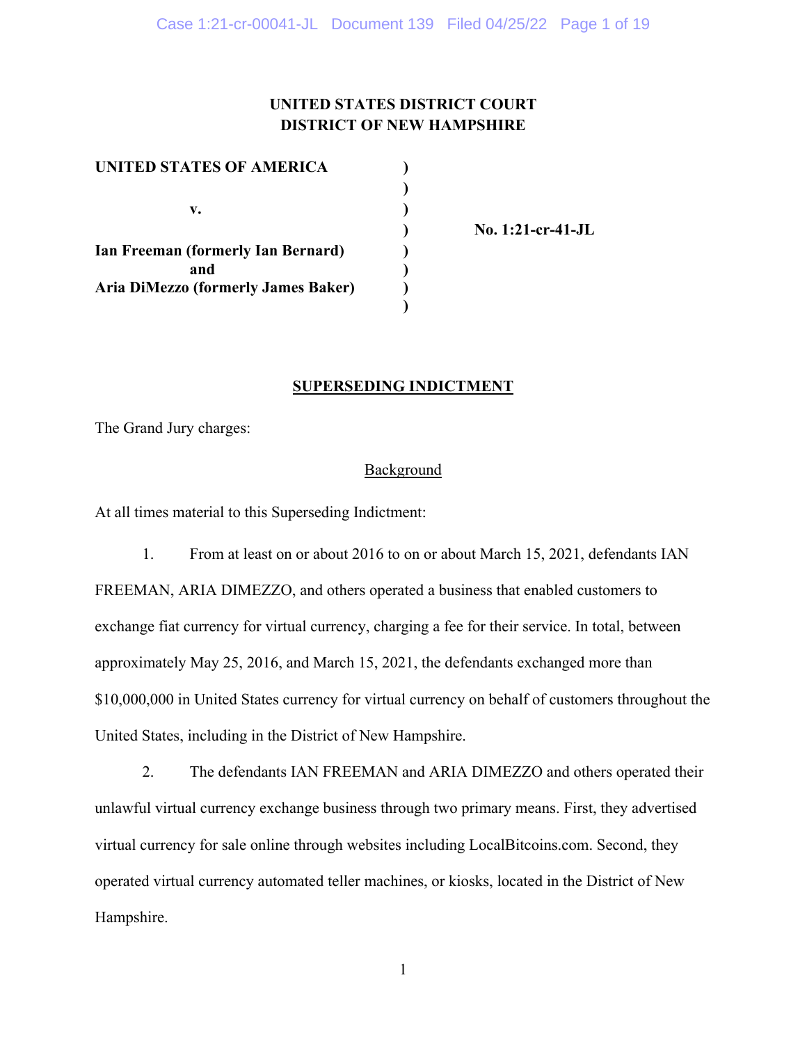**UNITED STATES DISTRICT COURT**
**DISTRICT OF NEW HAMPSHIRE**

| | | |
|---|---|---|
| **UNITED STATES OF AMERICA** | ) | |
| | ) | |
| **v.** | ) | |
| | ) | **No. 1:21-cr-41-JL** |
| **Ian Freeman (formerly Ian Bernard)** | ) | |
| **and** | ) | |
| **Aria DiMezzo (formerly James Baker)** | ) | |
| | ) | |

## SUPERSEDING INDICTMENT

The Grand Jury charges:

### Background

At all times material to this Superseding Indictment:

1. From at least on or about 2016 to on or about March 15, 2021, defendants IAN FREEMAN, ARIA DIMEZZO, and others operated a business that enabled customers to exchange fiat currency for virtual currency, charging a fee for their service. In total, between approximately May 25, 2016, and March 15, 2021, the defendants exchanged more than $10,000,000 in United States currency for virtual currency on behalf of customers throughout the United States, including in the District of New Hampshire.

2. The defendants IAN FREEMAN and ARIA DIMEZZO and others operated their unlawful virtual currency exchange business through two primary means. First, they advertised virtual currency for sale online through websites including LocalBitcoins.com. Second, they operated virtual currency automated teller machines, or kiosks, located in the District of New Hampshire.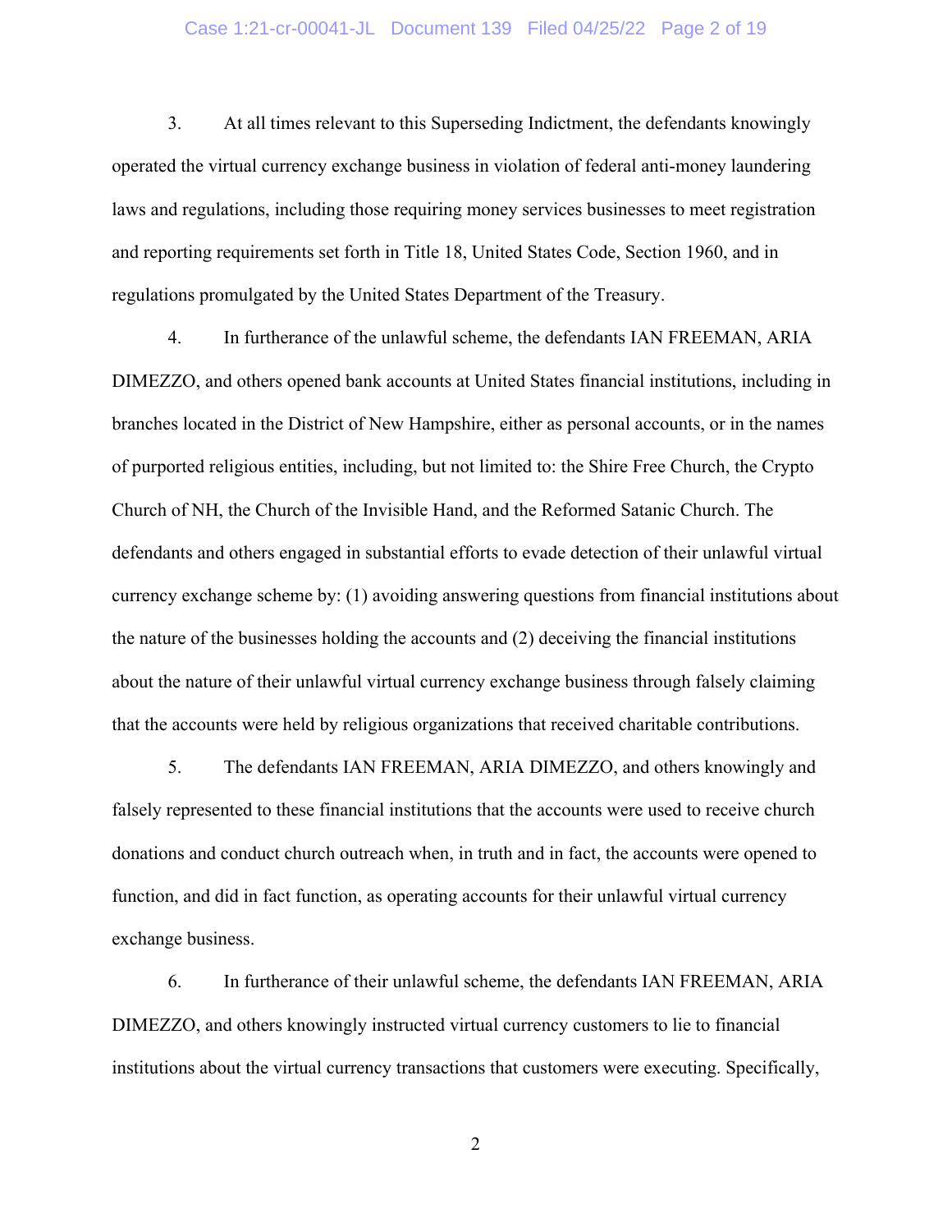3. At all times relevant to this Superseding Indictment, the defendants knowingly operated the virtual currency exchange business in violation of federal anti-money laundering laws and regulations, including those requiring money services businesses to meet registration and reporting requirements set forth in Title 18, United States Code, Section 1960, and in regulations promulgated by the United States Department of the Treasury.

4. In furtherance of the unlawful scheme, the defendants IAN FREEMAN, ARIA DIMEZZO, and others opened bank accounts at United States financial institutions, including in branches located in the District of New Hampshire, either as personal accounts, or in the names of purported religious entities, including, but not limited to: the Shire Free Church, the Crypto Church of NH, the Church of the Invisible Hand, and the Reformed Satanic Church. The defendants and others engaged in substantial efforts to evade detection of their unlawful virtual currency exchange scheme by: (1) avoiding answering questions from financial institutions about the nature of the businesses holding the accounts and (2) deceiving the financial institutions about the nature of their unlawful virtual currency exchange business through falsely claiming that the accounts were held by religious organizations that received charitable contributions.

5. The defendants IAN FREEMAN, ARIA DIMEZZO, and others knowingly and falsely represented to these financial institutions that the accounts were used to receive church donations and conduct church outreach when, in truth and in fact, the accounts were opened to function, and did in fact function, as operating accounts for their unlawful virtual currency exchange business.

6. In furtherance of their unlawful scheme, the defendants IAN FREEMAN, ARIA DIMEZZO, and others knowingly instructed virtual currency customers to lie to financial institutions about the virtual currency transactions that customers were executing. Specifically,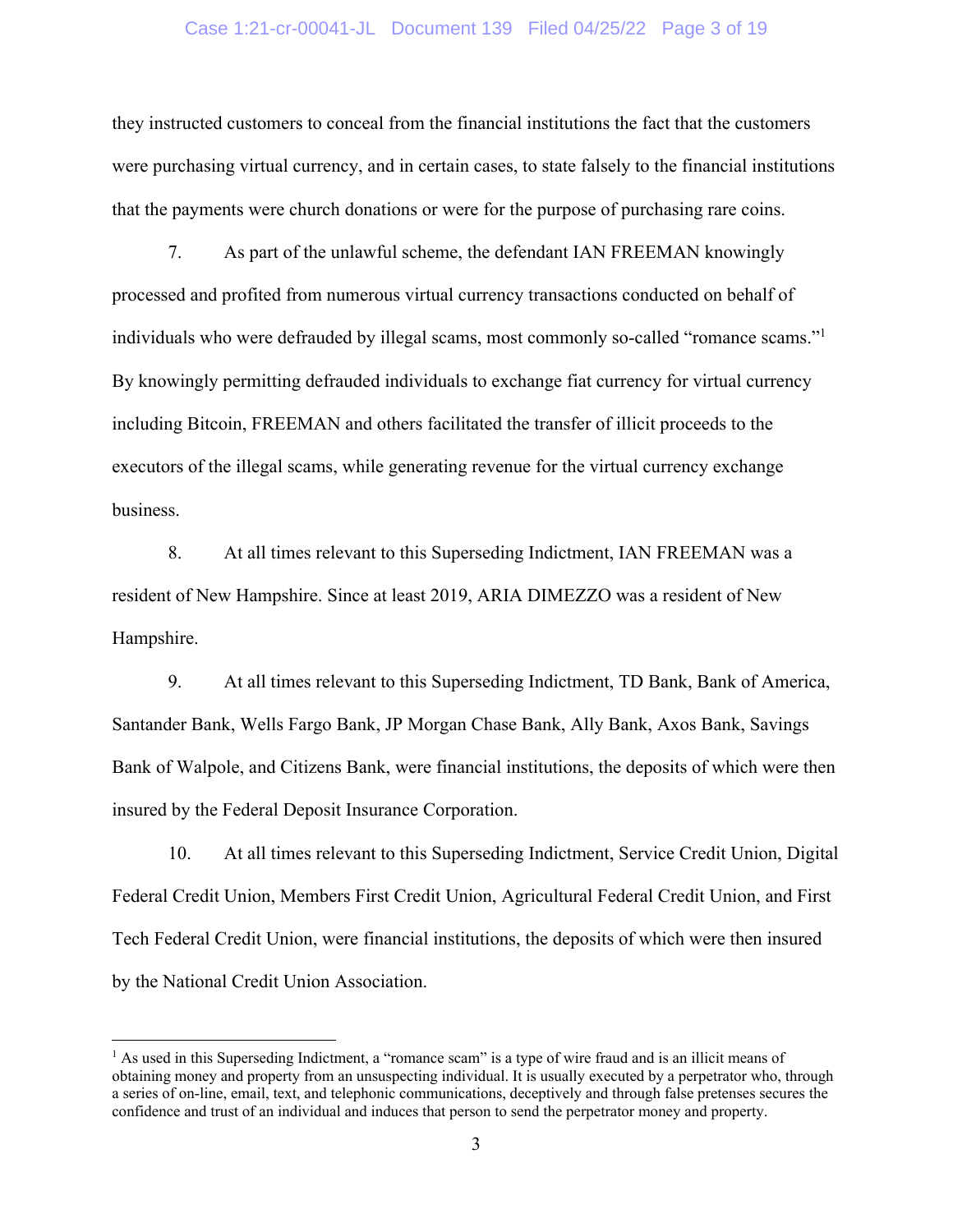they instructed customers to conceal from the financial institutions the fact that the customers were purchasing virtual currency, and in certain cases, to state falsely to the financial institutions that the payments were church donations or were for the purpose of purchasing rare coins.

7. As part of the unlawful scheme, the defendant IAN FREEMAN knowingly processed and profited from numerous virtual currency transactions conducted on behalf of individuals who were defrauded by illegal scams, most commonly so-called "romance scams."[1] By knowingly permitting defrauded individuals to exchange fiat currency for virtual currency including Bitcoin, FREEMAN and others facilitated the transfer of illicit proceeds to the executors of the illegal scams, while generating revenue for the virtual currency exchange business.

8. At all times relevant to this Superseding Indictment, IAN FREEMAN was a resident of New Hampshire. Since at least 2019, ARIA DIMEZZO was a resident of New Hampshire.

9. At all times relevant to this Superseding Indictment, TD Bank, Bank of America, Santander Bank, Wells Fargo Bank, JP Morgan Chase Bank, Ally Bank, Axos Bank, Savings Bank of Walpole, and Citizens Bank, were financial institutions, the deposits of which were then insured by the Federal Deposit Insurance Corporation.

10. At all times relevant to this Superseding Indictment, Service Credit Union, Digital Federal Credit Union, Members First Credit Union, Agricultural Federal Credit Union, and First Tech Federal Credit Union, were financial institutions, the deposits of which were then insured by the National Credit Union Association.

---

[1] As used in this Superseding Indictment, a "romance scam" is a type of wire fraud and is an illicit means of obtaining money and property from an unsuspecting individual. It is usually executed by a perpetrator who, through a series of on-line, email, text, and telephonic communications, deceptively and through false pretenses secures the confidence and trust of an individual and induces that person to send the perpetrator money and property.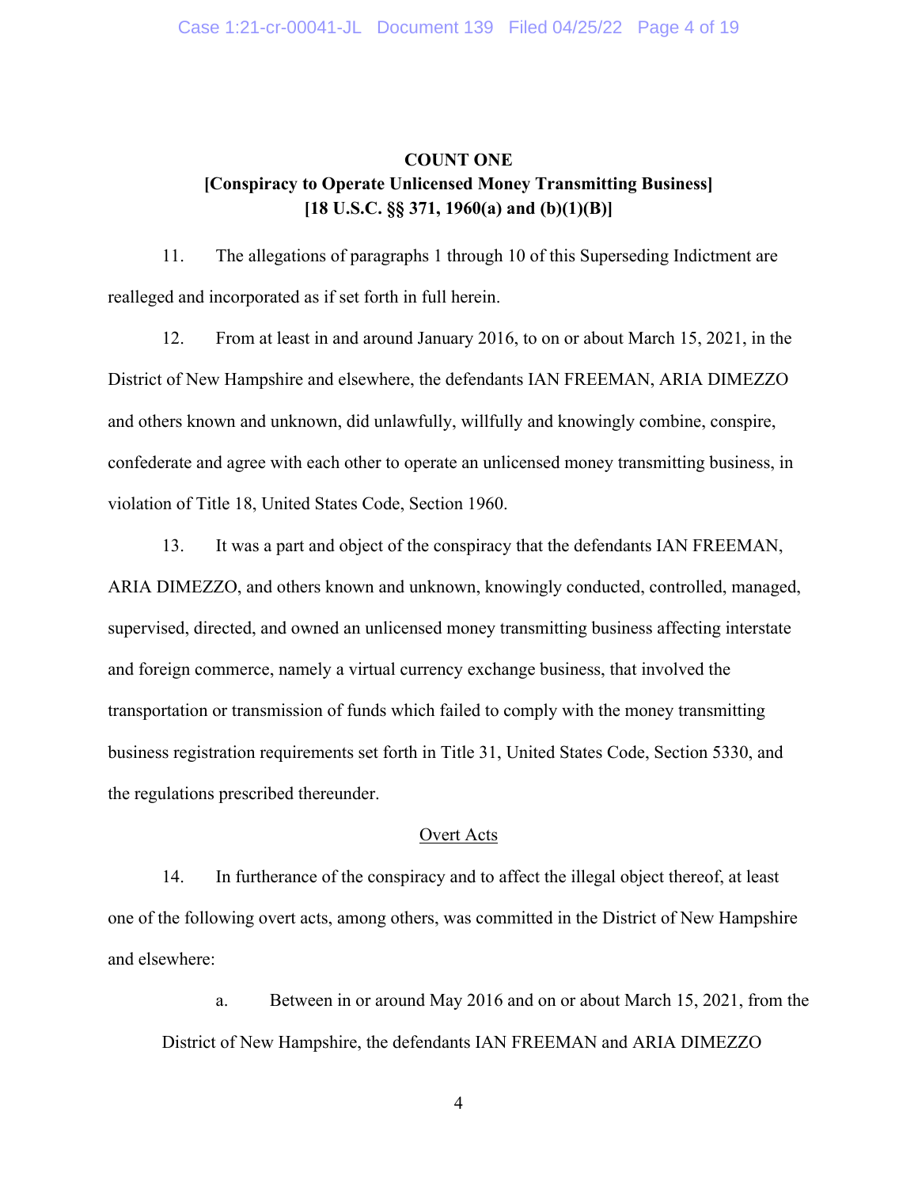**COUNT ONE**
**[Conspiracy to Operate Unlicensed Money Transmitting Business]**
**[18 U.S.C. §§ 371, 1960(a) and (b)(1)(B)]**

11. The allegations of paragraphs 1 through 10 of this Superseding Indictment are realleged and incorporated as if set forth in full herein.

12. From at least in and around January 2016, to on or about March 15, 2021, in the District of New Hampshire and elsewhere, the defendants IAN FREEMAN, ARIA DIMEZZO and others known and unknown, did unlawfully, willfully and knowingly combine, conspire, confederate and agree with each other to operate an unlicensed money transmitting business, in violation of Title 18, United States Code, Section 1960.

13. It was a part and object of the conspiracy that the defendants IAN FREEMAN, ARIA DIMEZZO, and others known and unknown, knowingly conducted, controlled, managed, supervised, directed, and owned an unlicensed money transmitting business affecting interstate and foreign commerce, namely a virtual currency exchange business, that involved the transportation or transmission of funds which failed to comply with the money transmitting business registration requirements set forth in Title 31, United States Code, Section 5330, and the regulations prescribed thereunder.

<u>Overt Acts</u>

14. In furtherance of the conspiracy and to affect the illegal object thereof, at least one of the following overt acts, among others, was committed in the District of New Hampshire and elsewhere:

a. Between in or around May 2016 and on or about March 15, 2021, from the District of New Hampshire, the defendants IAN FREEMAN and ARIA DIMEZZO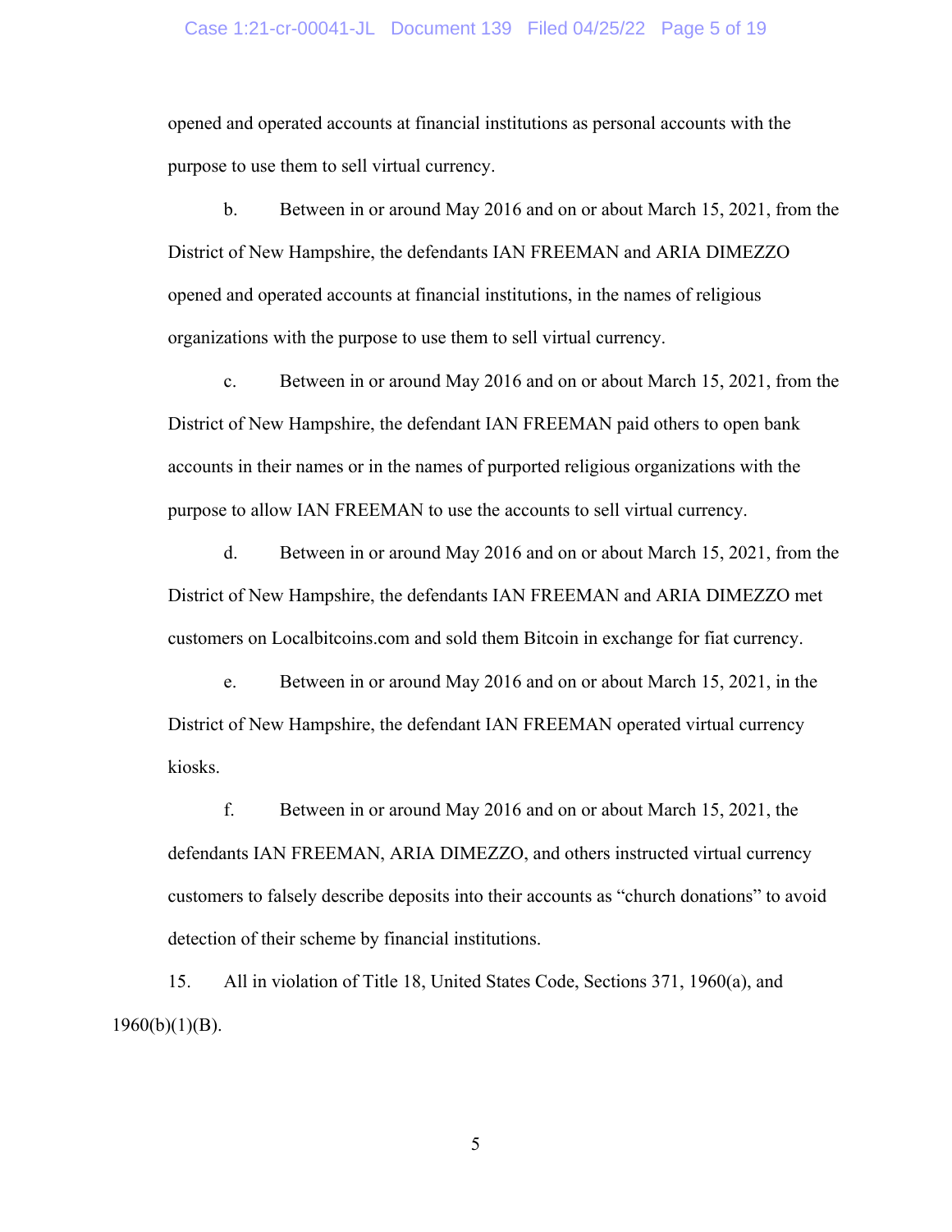opened and operated accounts at financial institutions as personal accounts with the purpose to use them to sell virtual currency.

b. Between in or around May 2016 and on or about March 15, 2021, from the District of New Hampshire, the defendants IAN FREEMAN and ARIA DIMEZZO opened and operated accounts at financial institutions, in the names of religious organizations with the purpose to use them to sell virtual currency.

c. Between in or around May 2016 and on or about March 15, 2021, from the District of New Hampshire, the defendant IAN FREEMAN paid others to open bank accounts in their names or in the names of purported religious organizations with the purpose to allow IAN FREEMAN to use the accounts to sell virtual currency.

d. Between in or around May 2016 and on or about March 15, 2021, from the District of New Hampshire, the defendants IAN FREEMAN and ARIA DIMEZZO met customers on Localbitcoins.com and sold them Bitcoin in exchange for fiat currency.

e. Between in or around May 2016 and on or about March 15, 2021, in the District of New Hampshire, the defendant IAN FREEMAN operated virtual currency kiosks.

f. Between in or around May 2016 and on or about March 15, 2021, the defendants IAN FREEMAN, ARIA DIMEZZO, and others instructed virtual currency customers to falsely describe deposits into their accounts as "church donations" to avoid detection of their scheme by financial institutions.

15. All in violation of Title 18, United States Code, Sections 371, 1960(a), and 1960(b)(1)(B).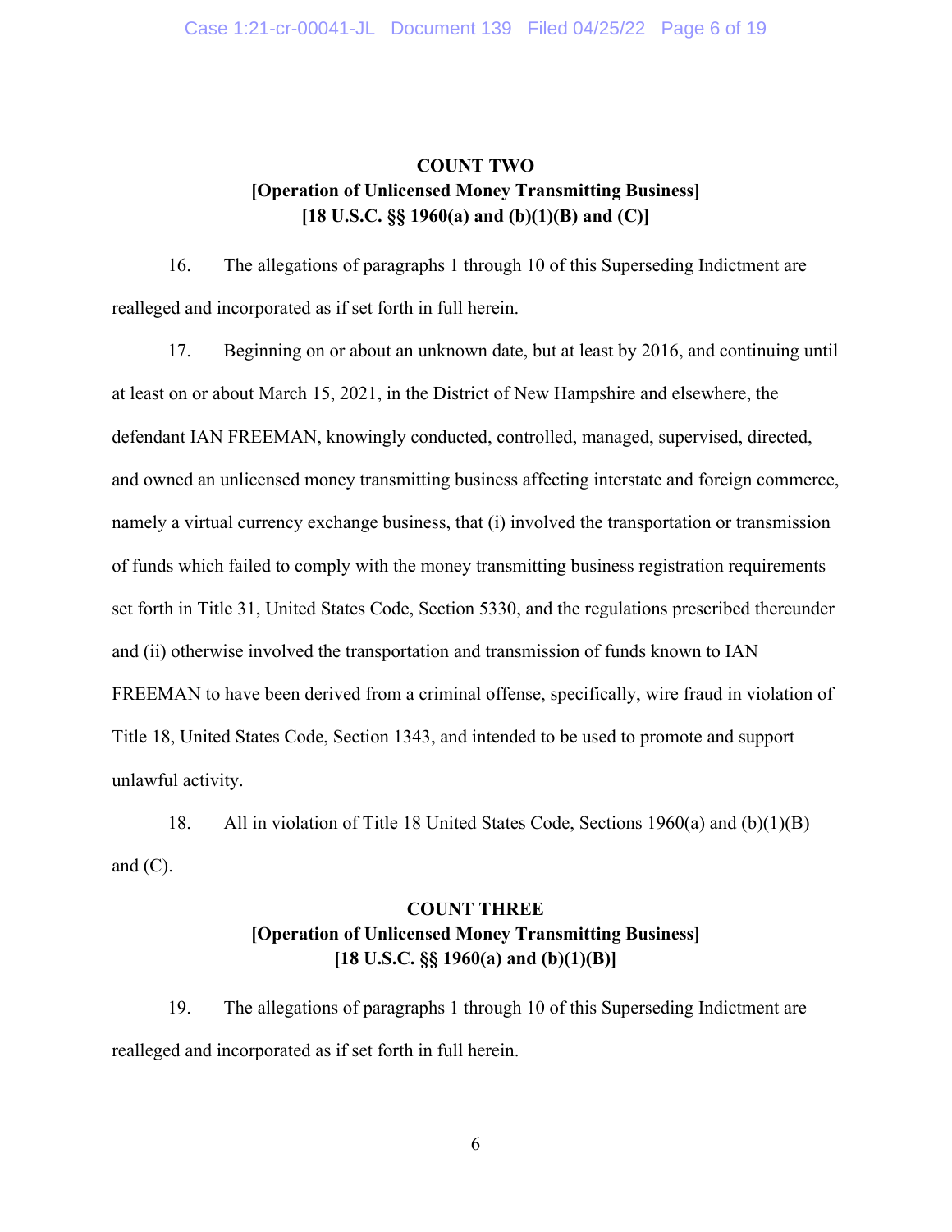**COUNT TWO**
**[Operation of Unlicensed Money Transmitting Business]**
**[18 U.S.C. §§ 1960(a) and (b)(1)(B) and (C)]**

16. The allegations of paragraphs 1 through 10 of this Superseding Indictment are realleged and incorporated as if set forth in full herein.

17. Beginning on or about an unknown date, but at least by 2016, and continuing until at least on or about March 15, 2021, in the District of New Hampshire and elsewhere, the defendant IAN FREEMAN, knowingly conducted, controlled, managed, supervised, directed, and owned an unlicensed money transmitting business affecting interstate and foreign commerce, namely a virtual currency exchange business, that (i) involved the transportation or transmission of funds which failed to comply with the money transmitting business registration requirements set forth in Title 31, United States Code, Section 5330, and the regulations prescribed thereunder and (ii) otherwise involved the transportation and transmission of funds known to IAN FREEMAN to have been derived from a criminal offense, specifically, wire fraud in violation of Title 18, United States Code, Section 1343, and intended to be used to promote and support unlawful activity.

18. All in violation of Title 18 United States Code, Sections 1960(a) and (b)(1)(B) and (C).

**COUNT THREE**
**[Operation of Unlicensed Money Transmitting Business]**
**[18 U.S.C. §§ 1960(a) and (b)(1)(B)]**

19. The allegations of paragraphs 1 through 10 of this Superseding Indictment are realleged and incorporated as if set forth in full herein.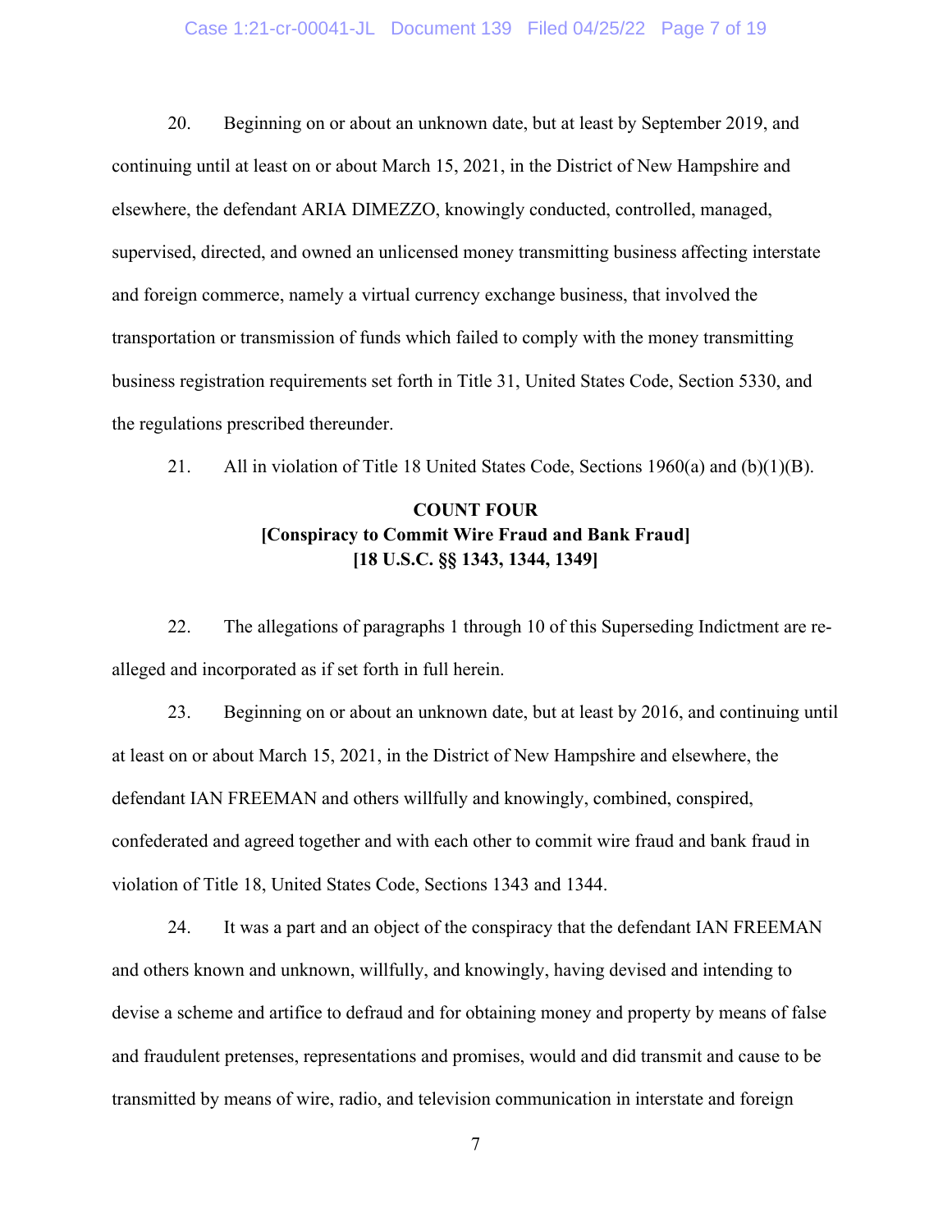20. Beginning on or about an unknown date, but at least by September 2019, and continuing until at least on or about March 15, 2021, in the District of New Hampshire and elsewhere, the defendant ARIA DIMEZZO, knowingly conducted, controlled, managed, supervised, directed, and owned an unlicensed money transmitting business affecting interstate and foreign commerce, namely a virtual currency exchange business, that involved the transportation or transmission of funds which failed to comply with the money transmitting business registration requirements set forth in Title 31, United States Code, Section 5330, and the regulations prescribed thereunder.

21. All in violation of Title 18 United States Code, Sections 1960(a) and (b)(1)(B).

**COUNT FOUR**
**[Conspiracy to Commit Wire Fraud and Bank Fraud]**
**[18 U.S.C. §§ 1343, 1344, 1349]**

22. The allegations of paragraphs 1 through 10 of this Superseding Indictment are re-alleged and incorporated as if set forth in full herein.

23. Beginning on or about an unknown date, but at least by 2016, and continuing until at least on or about March 15, 2021, in the District of New Hampshire and elsewhere, the defendant IAN FREEMAN and others willfully and knowingly, combined, conspired, confederated and agreed together and with each other to commit wire fraud and bank fraud in violation of Title 18, United States Code, Sections 1343 and 1344.

24. It was a part and an object of the conspiracy that the defendant IAN FREEMAN and others known and unknown, willfully, and knowingly, having devised and intending to devise a scheme and artifice to defraud and for obtaining money and property by means of false and fraudulent pretenses, representations and promises, would and did transmit and cause to be transmitted by means of wire, radio, and television communication in interstate and foreign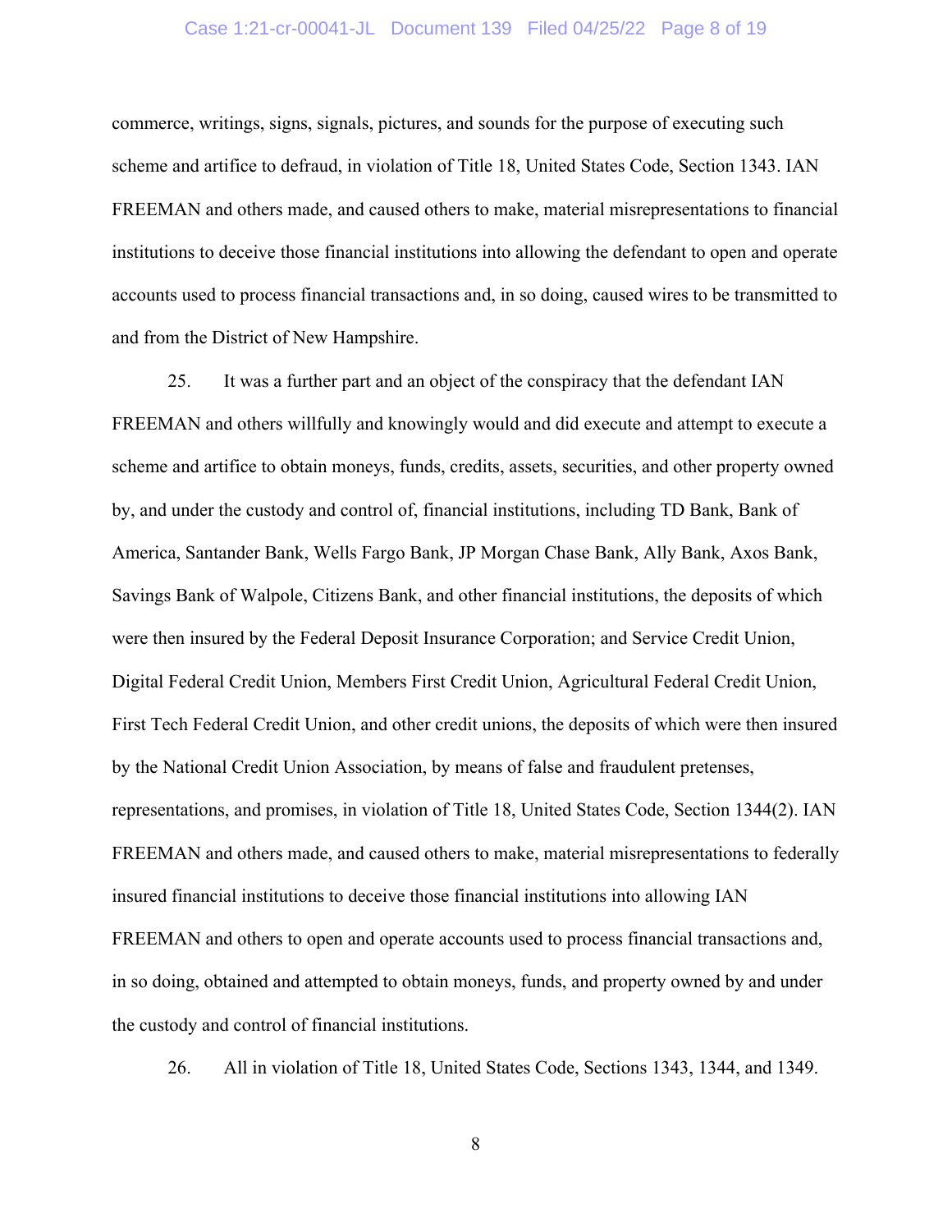commerce, writings, signs, signals, pictures, and sounds for the purpose of executing such scheme and artifice to defraud, in violation of Title 18, United States Code, Section 1343. IAN FREEMAN and others made, and caused others to make, material misrepresentations to financial institutions to deceive those financial institutions into allowing the defendant to open and operate accounts used to process financial transactions and, in so doing, caused wires to be transmitted to and from the District of New Hampshire.

25. It was a further part and an object of the conspiracy that the defendant IAN FREEMAN and others willfully and knowingly would and did execute and attempt to execute a scheme and artifice to obtain moneys, funds, credits, assets, securities, and other property owned by, and under the custody and control of, financial institutions, including TD Bank, Bank of America, Santander Bank, Wells Fargo Bank, JP Morgan Chase Bank, Ally Bank, Axos Bank, Savings Bank of Walpole, Citizens Bank, and other financial institutions, the deposits of which were then insured by the Federal Deposit Insurance Corporation; and Service Credit Union, Digital Federal Credit Union, Members First Credit Union, Agricultural Federal Credit Union, First Tech Federal Credit Union, and other credit unions, the deposits of which were then insured by the National Credit Union Association, by means of false and fraudulent pretenses, representations, and promises, in violation of Title 18, United States Code, Section 1344(2). IAN FREEMAN and others made, and caused others to make, material misrepresentations to federally insured financial institutions to deceive those financial institutions into allowing IAN FREEMAN and others to open and operate accounts used to process financial transactions and, in so doing, obtained and attempted to obtain moneys, funds, and property owned by and under the custody and control of financial institutions.

26. All in violation of Title 18, United States Code, Sections 1343, 1344, and 1349.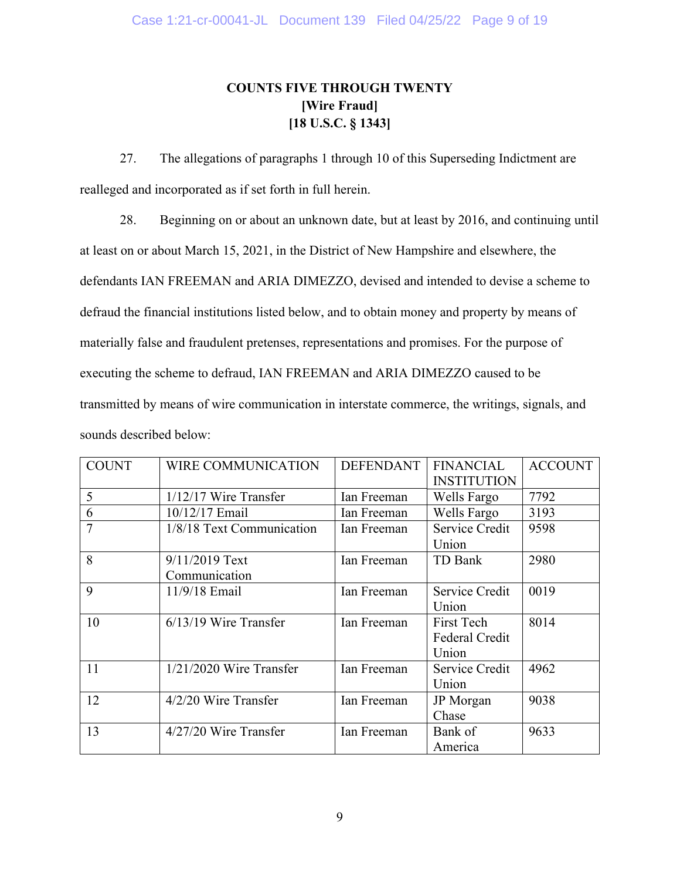**COUNTS FIVE THROUGH TWENTY**
**[Wire Fraud]**
**[18 U.S.C. § 1343]**

27. The allegations of paragraphs 1 through 10 of this Superseding Indictment are realleged and incorporated as if set forth in full herein.

28. Beginning on or about an unknown date, but at least by 2016, and continuing until at least on or about March 15, 2021, in the District of New Hampshire and elsewhere, the defendants IAN FREEMAN and ARIA DIMEZZO, devised and intended to devise a scheme to defraud the financial institutions listed below, and to obtain money and property by means of materially false and fraudulent pretenses, representations and promises. For the purpose of executing the scheme to defraud, IAN FREEMAN and ARIA DIMEZZO caused to be transmitted by means of wire communication in interstate commerce, the writings, signals, and sounds described below:

| COUNT | WIRE COMMUNICATION | DEFENDANT | FINANCIAL INSTITUTION | ACCOUNT |
|---|---|---|---|---|
| 5 | 1/12/17 Wire Transfer | Ian Freeman | Wells Fargo | 7792 |
| 6 | 10/12/17 Email | Ian Freeman | Wells Fargo | 3193 |
| 7 | 1/8/18 Text Communication | Ian Freeman | Service Credit Union | 9598 |
| 8 | 9/11/2019 Text Communication | Ian Freeman | TD Bank | 2980 |
| 9 | 11/9/18 Email | Ian Freeman | Service Credit Union | 0019 |
| 10 | 6/13/19 Wire Transfer | Ian Freeman | First Tech Federal Credit Union | 8014 |
| 11 | 1/21/2020 Wire Transfer | Ian Freeman | Service Credit Union | 4962 |
| 12 | 4/2/20 Wire Transfer | Ian Freeman | JP Morgan Chase | 9038 |
| 13 | 4/27/20 Wire Transfer | Ian Freeman | Bank of America | 9633 |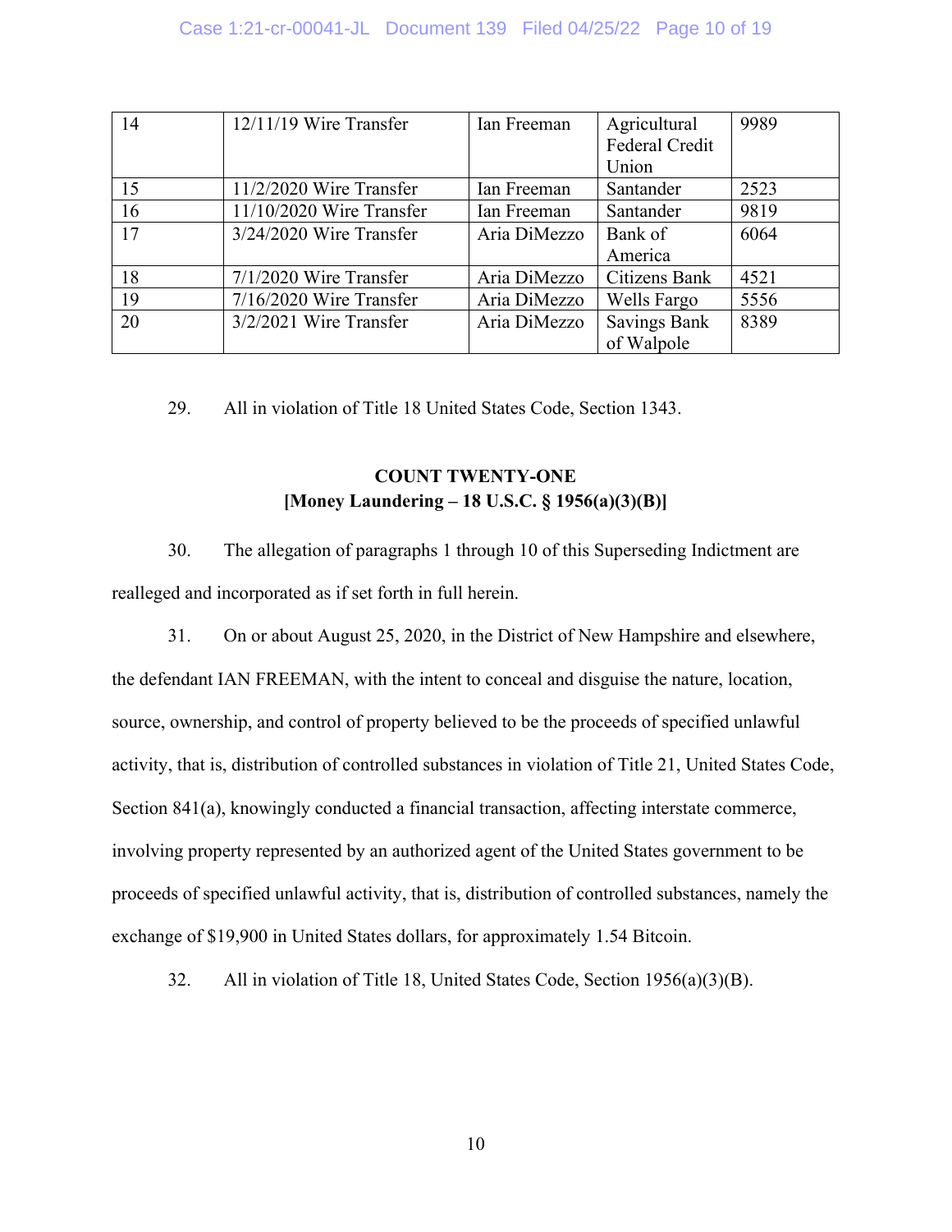| 14 | 12/11/19 Wire Transfer | Ian Freeman | Agricultural Federal Credit Union | 9989 |
|---|---|---|---|---|
| 15 | 11/2/2020 Wire Transfer | Ian Freeman | Santander | 2523 |
| 16 | 11/10/2020 Wire Transfer | Ian Freeman | Santander | 9819 |
| 17 | 3/24/2020 Wire Transfer | Aria DiMezzo | Bank of America | 6064 |
| 18 | 7/1/2020 Wire Transfer | Aria DiMezzo | Citizens Bank | 4521 |
| 19 | 7/16/2020 Wire Transfer | Aria DiMezzo | Wells Fargo | 5556 |
| 20 | 3/2/2021 Wire Transfer | Aria DiMezzo | Savings Bank of Walpole | 8389 |

29. All in violation of Title 18 United States Code, Section 1343.

**COUNT TWENTY-ONE**
**[Money Laundering – 18 U.S.C. § 1956(a)(3)(B)]**

30. The allegation of paragraphs 1 through 10 of this Superseding Indictment are realleged and incorporated as if set forth in full herein.

31. On or about August 25, 2020, in the District of New Hampshire and elsewhere, the defendant IAN FREEMAN, with the intent to conceal and disguise the nature, location, source, ownership, and control of property believed to be the proceeds of specified unlawful activity, that is, distribution of controlled substances in violation of Title 21, United States Code, Section 841(a), knowingly conducted a financial transaction, affecting interstate commerce, involving property represented by an authorized agent of the United States government to be proceeds of specified unlawful activity, that is, distribution of controlled substances, namely the exchange of $19,900 in United States dollars, for approximately 1.54 Bitcoin.

32. All in violation of Title 18, United States Code, Section 1956(a)(3)(B).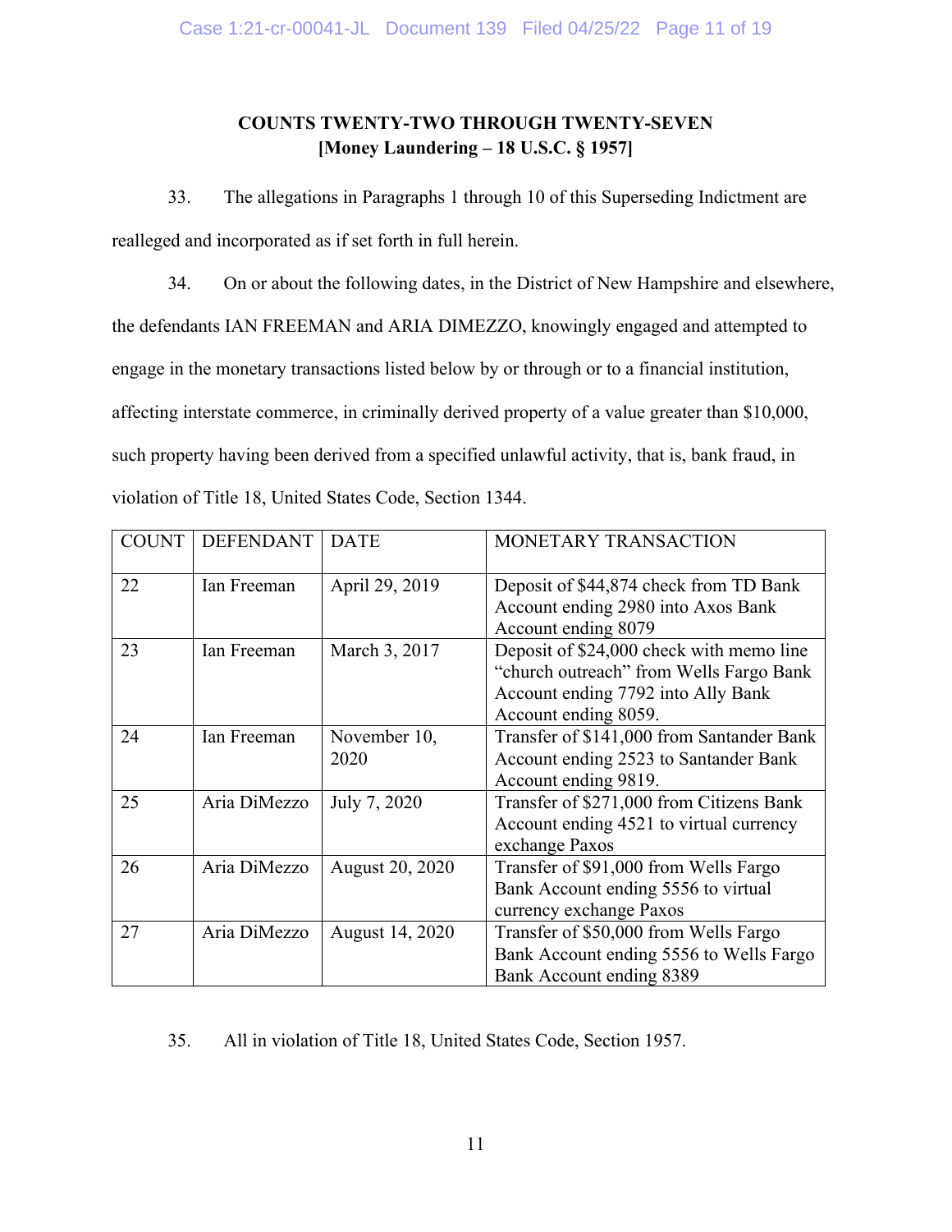**COUNTS TWENTY-TWO THROUGH TWENTY-SEVEN**
**[Money Laundering – 18 U.S.C. § 1957]**

33. The allegations in Paragraphs 1 through 10 of this Superseding Indictment are realleged and incorporated as if set forth in full herein.

34. On or about the following dates, in the District of New Hampshire and elsewhere, the defendants IAN FREEMAN and ARIA DIMEZZO, knowingly engaged and attempted to engage in the monetary transactions listed below by or through or to a financial institution, affecting interstate commerce, in criminally derived property of a value greater than $10,000, such property having been derived from a specified unlawful activity, that is, bank fraud, in violation of Title 18, United States Code, Section 1344.

| COUNT | DEFENDANT | DATE | MONETARY TRANSACTION |
|---|---|---|---|
| 22 | Ian Freeman | April 29, 2019 | Deposit of $44,874 check from TD Bank Account ending 2980 into Axos Bank Account ending 8079 |
| 23 | Ian Freeman | March 3, 2017 | Deposit of $24,000 check with memo line "church outreach" from Wells Fargo Bank Account ending 7792 into Ally Bank Account ending 8059. |
| 24 | Ian Freeman | November 10, 2020 | Transfer of $141,000 from Santander Bank Account ending 2523 to Santander Bank Account ending 9819. |
| 25 | Aria DiMezzo | July 7, 2020 | Transfer of $271,000 from Citizens Bank Account ending 4521 to virtual currency exchange Paxos |
| 26 | Aria DiMezzo | August 20, 2020 | Transfer of $91,000 from Wells Fargo Bank Account ending 5556 to virtual currency exchange Paxos |
| 27 | Aria DiMezzo | August 14, 2020 | Transfer of $50,000 from Wells Fargo Bank Account ending 5556 to Wells Fargo Bank Account ending 8389 |

35. All in violation of Title 18, United States Code, Section 1957.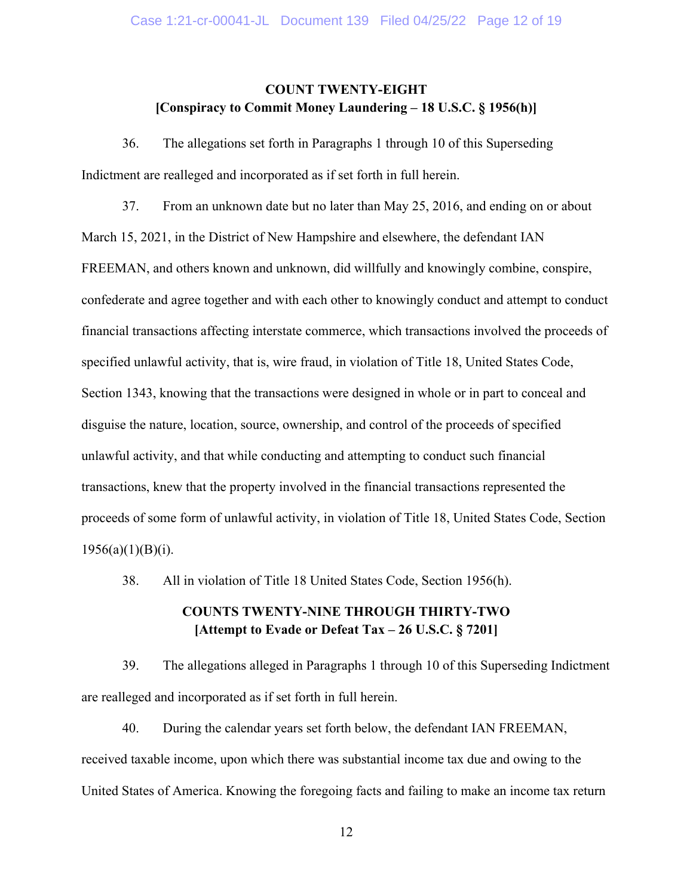**COUNT TWENTY-EIGHT**
**[Conspiracy to Commit Money Laundering – 18 U.S.C. § 1956(h)]**

36. The allegations set forth in Paragraphs 1 through 10 of this Superseding Indictment are realleged and incorporated as if set forth in full herein.

37. From an unknown date but no later than May 25, 2016, and ending on or about March 15, 2021, in the District of New Hampshire and elsewhere, the defendant IAN FREEMAN, and others known and unknown, did willfully and knowingly combine, conspire, confederate and agree together and with each other to knowingly conduct and attempt to conduct financial transactions affecting interstate commerce, which transactions involved the proceeds of specified unlawful activity, that is, wire fraud, in violation of Title 18, United States Code, Section 1343, knowing that the transactions were designed in whole or in part to conceal and disguise the nature, location, source, ownership, and control of the proceeds of specified unlawful activity, and that while conducting and attempting to conduct such financial transactions, knew that the property involved in the financial transactions represented the proceeds of some form of unlawful activity, in violation of Title 18, United States Code, Section 1956(a)(1)(B)(i).

38. All in violation of Title 18 United States Code, Section 1956(h).

**COUNTS TWENTY-NINE THROUGH THIRTY-TWO**
**[Attempt to Evade or Defeat Tax – 26 U.S.C. § 7201]**

39. The allegations alleged in Paragraphs 1 through 10 of this Superseding Indictment are realleged and incorporated as if set forth in full herein.

40. During the calendar years set forth below, the defendant IAN FREEMAN, received taxable income, upon which there was substantial income tax due and owing to the United States of America. Knowing the foregoing facts and failing to make an income tax return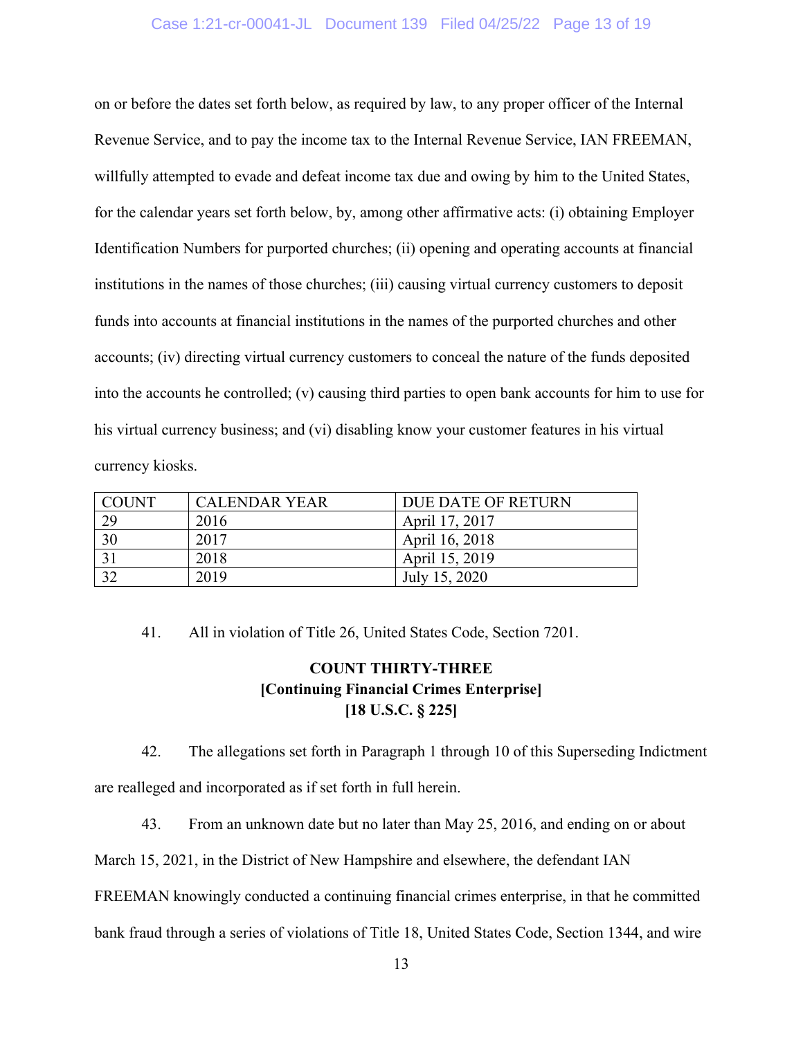on or before the dates set forth below, as required by law, to any proper officer of the Internal Revenue Service, and to pay the income tax to the Internal Revenue Service, IAN FREEMAN, willfully attempted to evade and defeat income tax due and owing by him to the United States, for the calendar years set forth below, by, among other affirmative acts: (i) obtaining Employer Identification Numbers for purported churches; (ii) opening and operating accounts at financial institutions in the names of those churches; (iii) causing virtual currency customers to deposit funds into accounts at financial institutions in the names of the purported churches and other accounts; (iv) directing virtual currency customers to conceal the nature of the funds deposited into the accounts he controlled; (v) causing third parties to open bank accounts for him to use for his virtual currency business; and (vi) disabling know your customer features in his virtual currency kiosks.

| COUNT | CALENDAR YEAR | DUE DATE OF RETURN |
|---|---|---|
| 29 | 2016 | April 17, 2017 |
| 30 | 2017 | April 16, 2018 |
| 31 | 2018 | April 15, 2019 |
| 32 | 2019 | July 15, 2020 |

41. All in violation of Title 26, United States Code, Section 7201.

**COUNT THIRTY-THREE**
**[Continuing Financial Crimes Enterprise]**
**[18 U.S.C. § 225]**

42. The allegations set forth in Paragraph 1 through 10 of this Superseding Indictment are realleged and incorporated as if set forth in full herein.

43. From an unknown date but no later than May 25, 2016, and ending on or about March 15, 2021, in the District of New Hampshire and elsewhere, the defendant IAN FREEMAN knowingly conducted a continuing financial crimes enterprise, in that he committed bank fraud through a series of violations of Title 18, United States Code, Section 1344, and wire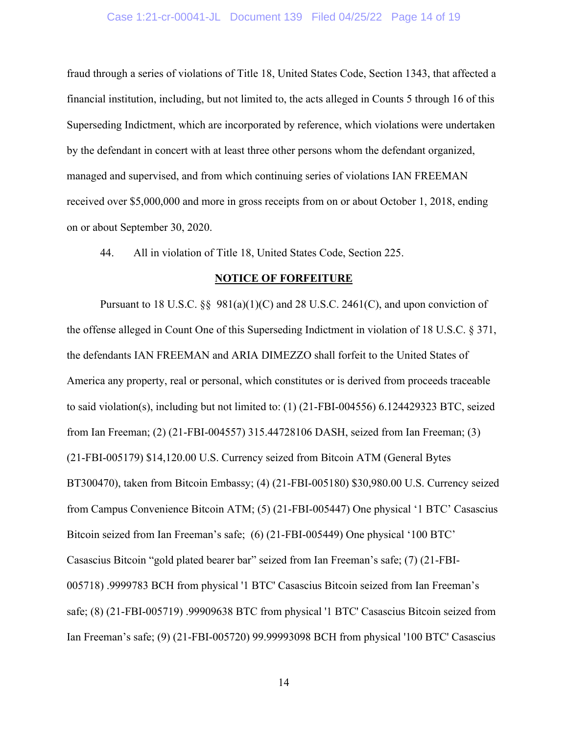fraud through a series of violations of Title 18, United States Code, Section 1343, that affected a financial institution, including, but not limited to, the acts alleged in Counts 5 through 16 of this Superseding Indictment, which are incorporated by reference, which violations were undertaken by the defendant in concert with at least three other persons whom the defendant organized, managed and supervised, and from which continuing series of violations IAN FREEMAN received over $5,000,000 and more in gross receipts from on or about October 1, 2018, ending on or about September 30, 2020.

44. All in violation of Title 18, United States Code, Section 225.

**NOTICE OF FORFEITURE**

Pursuant to 18 U.S.C. §§ 981(a)(1)(C) and 28 U.S.C. 2461(C), and upon conviction of the offense alleged in Count One of this Superseding Indictment in violation of 18 U.S.C. § 371, the defendants IAN FREEMAN and ARIA DIMEZZO shall forfeit to the United States of America any property, real or personal, which constitutes or is derived from proceeds traceable to said violation(s), including but not limited to: (1) (21-FBI-004556) 6.124429323 BTC, seized from Ian Freeman; (2) (21-FBI-004557) 315.44728106 DASH, seized from Ian Freeman; (3) (21-FBI-005179) $14,120.00 U.S. Currency seized from Bitcoin ATM (General Bytes BT300470), taken from Bitcoin Embassy; (4) (21-FBI-005180) $30,980.00 U.S. Currency seized from Campus Convenience Bitcoin ATM; (5) (21-FBI-005447) One physical '1 BTC' Casascius Bitcoin seized from Ian Freeman's safe; (6) (21-FBI-005449) One physical '100 BTC' Casascius Bitcoin "gold plated bearer bar" seized from Ian Freeman's safe; (7) (21-FBI-005718) .9999783 BCH from physical '1 BTC' Casascius Bitcoin seized from Ian Freeman's safe; (8) (21-FBI-005719) .99909638 BTC from physical '1 BTC' Casascius Bitcoin seized from Ian Freeman's safe; (9) (21-FBI-005720) 99.99993098 BCH from physical '100 BTC' Casascius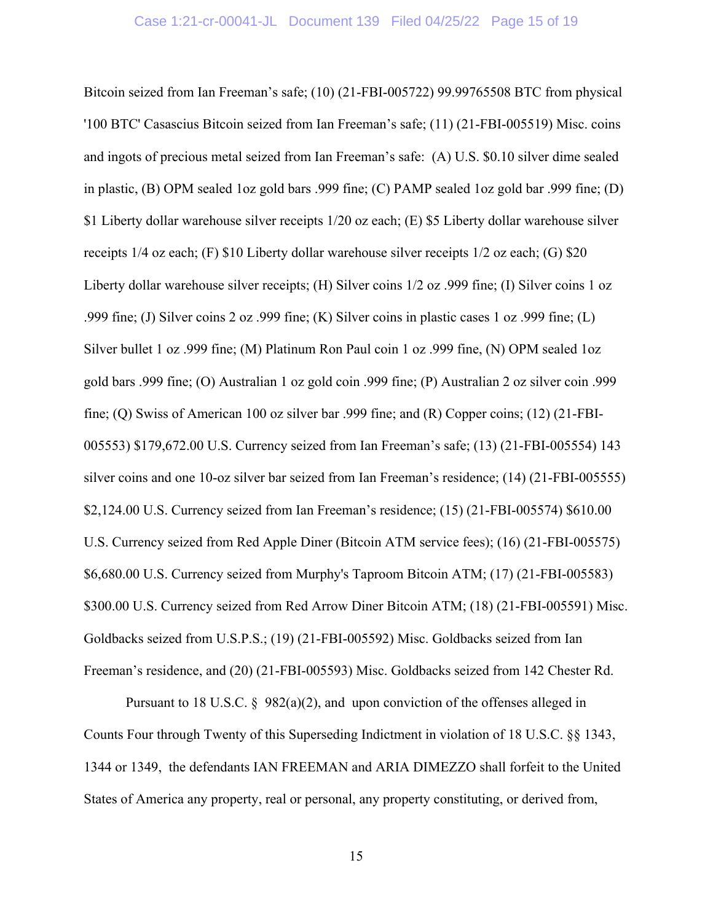Bitcoin seized from Ian Freeman's safe; (10) (21-FBI-005722) 99.99765508 BTC from physical '100 BTC' Casascius Bitcoin seized from Ian Freeman's safe; (11) (21-FBI-005519) Misc. coins and ingots of precious metal seized from Ian Freeman's safe: (A) U.S. $0.10 silver dime sealed in plastic, (B) OPM sealed 1oz gold bars .999 fine; (C) PAMP sealed 1oz gold bar .999 fine; (D) $1 Liberty dollar warehouse silver receipts 1/20 oz each; (E) $5 Liberty dollar warehouse silver receipts 1/4 oz each; (F) $10 Liberty dollar warehouse silver receipts 1/2 oz each; (G) $20 Liberty dollar warehouse silver receipts; (H) Silver coins 1/2 oz .999 fine; (I) Silver coins 1 oz .999 fine; (J) Silver coins 2 oz .999 fine; (K) Silver coins in plastic cases 1 oz .999 fine; (L) Silver bullet 1 oz .999 fine; (M) Platinum Ron Paul coin 1 oz .999 fine, (N) OPM sealed 1oz gold bars .999 fine; (O) Australian 1 oz gold coin .999 fine; (P) Australian 2 oz silver coin .999 fine; (Q) Swiss of American 100 oz silver bar .999 fine; and (R) Copper coins; (12) (21-FBI-005553) $179,672.00 U.S. Currency seized from Ian Freeman's safe; (13) (21-FBI-005554) 143 silver coins and one 10-oz silver bar seized from Ian Freeman's residence; (14) (21-FBI-005555) $2,124.00 U.S. Currency seized from Ian Freeman's residence; (15) (21-FBI-005574) $610.00 U.S. Currency seized from Red Apple Diner (Bitcoin ATM service fees); (16) (21-FBI-005575) $6,680.00 U.S. Currency seized from Murphy's Taproom Bitcoin ATM; (17) (21-FBI-005583) $300.00 U.S. Currency seized from Red Arrow Diner Bitcoin ATM; (18) (21-FBI-005591) Misc. Goldbacks seized from U.S.P.S.; (19) (21-FBI-005592) Misc. Goldbacks seized from Ian Freeman's residence, and (20) (21-FBI-005593) Misc. Goldbacks seized from 142 Chester Rd.

Pursuant to 18 U.S.C. § 982(a)(2), and upon conviction of the offenses alleged in Counts Four through Twenty of this Superseding Indictment in violation of 18 U.S.C. §§ 1343, 1344 or 1349, the defendants IAN FREEMAN and ARIA DIMEZZO shall forfeit to the United States of America any property, real or personal, any property constituting, or derived from,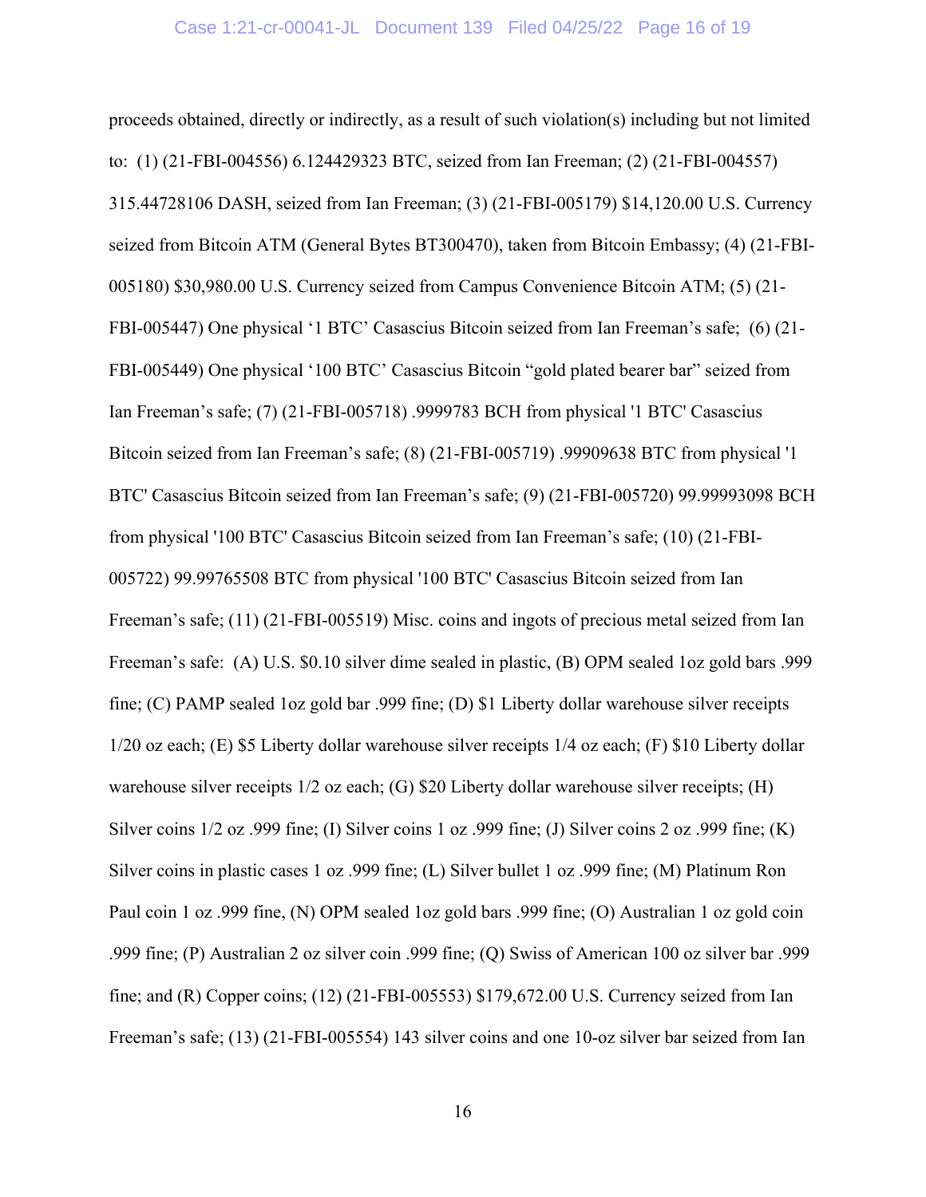proceeds obtained, directly or indirectly, as a result of such violation(s) including but not limited to: (1) (21-FBI-004556) 6.124429323 BTC, seized from Ian Freeman; (2) (21-FBI-004557) 315.44728106 DASH, seized from Ian Freeman; (3) (21-FBI-005179) $14,120.00 U.S. Currency seized from Bitcoin ATM (General Bytes BT300470), taken from Bitcoin Embassy; (4) (21-FBI-005180) $30,980.00 U.S. Currency seized from Campus Convenience Bitcoin ATM; (5) (21-FBI-005447) One physical '1 BTC' Casascius Bitcoin seized from Ian Freeman's safe; (6) (21-FBI-005449) One physical '100 BTC' Casascius Bitcoin "gold plated bearer bar" seized from Ian Freeman's safe; (7) (21-FBI-005718) .9999783 BCH from physical '1 BTC' Casascius Bitcoin seized from Ian Freeman's safe; (8) (21-FBI-005719) .99909638 BTC from physical '1 BTC' Casascius Bitcoin seized from Ian Freeman's safe; (9) (21-FBI-005720) 99.99993098 BCH from physical '100 BTC' Casascius Bitcoin seized from Ian Freeman's safe; (10) (21-FBI-005722) 99.99765508 BTC from physical '100 BTC' Casascius Bitcoin seized from Ian Freeman's safe; (11) (21-FBI-005519) Misc. coins and ingots of precious metal seized from Ian Freeman's safe: (A) U.S. $0.10 silver dime sealed in plastic, (B) OPM sealed 1oz gold bars .999 fine; (C) PAMP sealed 1oz gold bar .999 fine; (D) $1 Liberty dollar warehouse silver receipts 1/20 oz each; (E) $5 Liberty dollar warehouse silver receipts 1/4 oz each; (F) $10 Liberty dollar warehouse silver receipts 1/2 oz each; (G) $20 Liberty dollar warehouse silver receipts; (H) Silver coins 1/2 oz .999 fine; (I) Silver coins 1 oz .999 fine; (J) Silver coins 2 oz .999 fine; (K) Silver coins in plastic cases 1 oz .999 fine; (L) Silver bullet 1 oz .999 fine; (M) Platinum Ron Paul coin 1 oz .999 fine, (N) OPM sealed 1oz gold bars .999 fine; (O) Australian 1 oz gold coin .999 fine; (P) Australian 2 oz silver coin .999 fine; (Q) Swiss of American 100 oz silver bar .999 fine; and (R) Copper coins; (12) (21-FBI-005553) $179,672.00 U.S. Currency seized from Ian Freeman's safe; (13) (21-FBI-005554) 143 silver coins and one 10-oz silver bar seized from Ian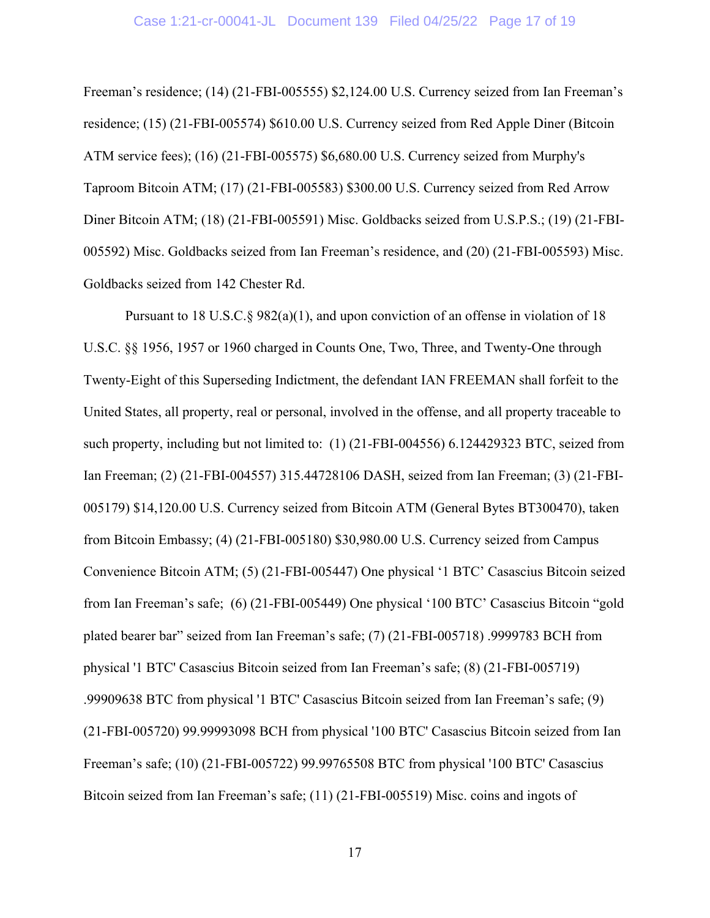Freeman's residence; (14) (21-FBI-005555) $2,124.00 U.S. Currency seized from Ian Freeman's residence; (15) (21-FBI-005574) $610.00 U.S. Currency seized from Red Apple Diner (Bitcoin ATM service fees); (16) (21-FBI-005575) $6,680.00 U.S. Currency seized from Murphy's Taproom Bitcoin ATM; (17) (21-FBI-005583) $300.00 U.S. Currency seized from Red Arrow Diner Bitcoin ATM; (18) (21-FBI-005591) Misc. Goldbacks seized from U.S.P.S.; (19) (21-FBI-005592) Misc. Goldbacks seized from Ian Freeman's residence, and (20) (21-FBI-005593) Misc. Goldbacks seized from 142 Chester Rd.

Pursuant to 18 U.S.C.§ 982(a)(1), and upon conviction of an offense in violation of 18 U.S.C. §§ 1956, 1957 or 1960 charged in Counts One, Two, Three, and Twenty-One through Twenty-Eight of this Superseding Indictment, the defendant IAN FREEMAN shall forfeit to the United States, all property, real or personal, involved in the offense, and all property traceable to such property, including but not limited to: (1) (21-FBI-004556) 6.124429323 BTC, seized from Ian Freeman; (2) (21-FBI-004557) 315.44728106 DASH, seized from Ian Freeman; (3) (21-FBI-005179) $14,120.00 U.S. Currency seized from Bitcoin ATM (General Bytes BT300470), taken from Bitcoin Embassy; (4) (21-FBI-005180) $30,980.00 U.S. Currency seized from Campus Convenience Bitcoin ATM; (5) (21-FBI-005447) One physical '1 BTC' Casascius Bitcoin seized from Ian Freeman's safe; (6) (21-FBI-005449) One physical '100 BTC' Casascius Bitcoin "gold plated bearer bar" seized from Ian Freeman's safe; (7) (21-FBI-005718) .9999783 BCH from physical '1 BTC' Casascius Bitcoin seized from Ian Freeman's safe; (8) (21-FBI-005719) .99909638 BTC from physical '1 BTC' Casascius Bitcoin seized from Ian Freeman's safe; (9) (21-FBI-005720) 99.99993098 BCH from physical '100 BTC' Casascius Bitcoin seized from Ian Freeman's safe; (10) (21-FBI-005722) 99.99765508 BTC from physical '100 BTC' Casascius Bitcoin seized from Ian Freeman's safe; (11) (21-FBI-005519) Misc. coins and ingots of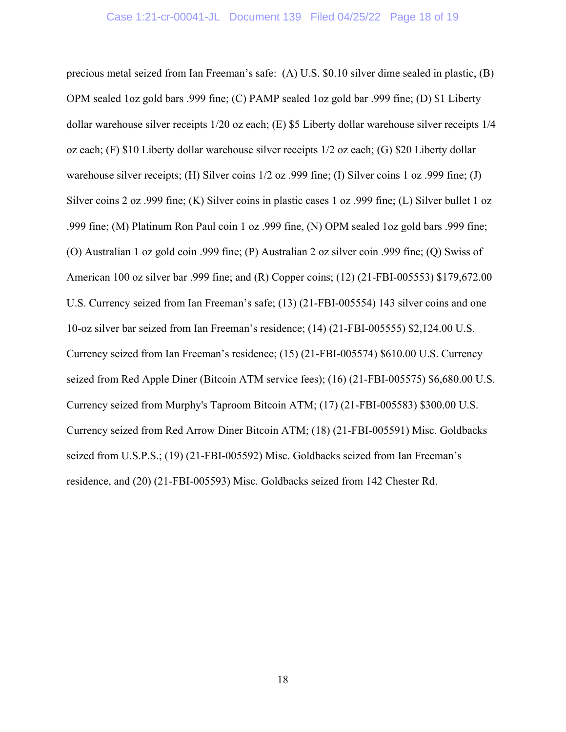precious metal seized from Ian Freeman's safe: (A) U.S. $0.10 silver dime sealed in plastic, (B) OPM sealed 1oz gold bars .999 fine; (C) PAMP sealed 1oz gold bar .999 fine; (D) $1 Liberty dollar warehouse silver receipts 1/20 oz each; (E) $5 Liberty dollar warehouse silver receipts 1/4 oz each; (F) $10 Liberty dollar warehouse silver receipts 1/2 oz each; (G) $20 Liberty dollar warehouse silver receipts; (H) Silver coins 1/2 oz .999 fine; (I) Silver coins 1 oz .999 fine; (J) Silver coins 2 oz .999 fine; (K) Silver coins in plastic cases 1 oz .999 fine; (L) Silver bullet 1 oz .999 fine; (M) Platinum Ron Paul coin 1 oz .999 fine, (N) OPM sealed 1oz gold bars .999 fine; (O) Australian 1 oz gold coin .999 fine; (P) Australian 2 oz silver coin .999 fine; (Q) Swiss of American 100 oz silver bar .999 fine; and (R) Copper coins; (12) (21-FBI-005553) $179,672.00 U.S. Currency seized from Ian Freeman's safe; (13) (21-FBI-005554) 143 silver coins and one 10-oz silver bar seized from Ian Freeman's residence; (14) (21-FBI-005555) $2,124.00 U.S. Currency seized from Ian Freeman's residence; (15) (21-FBI-005574) $610.00 U.S. Currency seized from Red Apple Diner (Bitcoin ATM service fees); (16) (21-FBI-005575) $6,680.00 U.S. Currency seized from Murphy's Taproom Bitcoin ATM; (17) (21-FBI-005583) $300.00 U.S. Currency seized from Red Arrow Diner Bitcoin ATM; (18) (21-FBI-005591) Misc. Goldbacks seized from U.S.P.S.; (19) (21-FBI-005592) Misc. Goldbacks seized from Ian Freeman's residence, and (20) (21-FBI-005593) Misc. Goldbacks seized from 142 Chester Rd.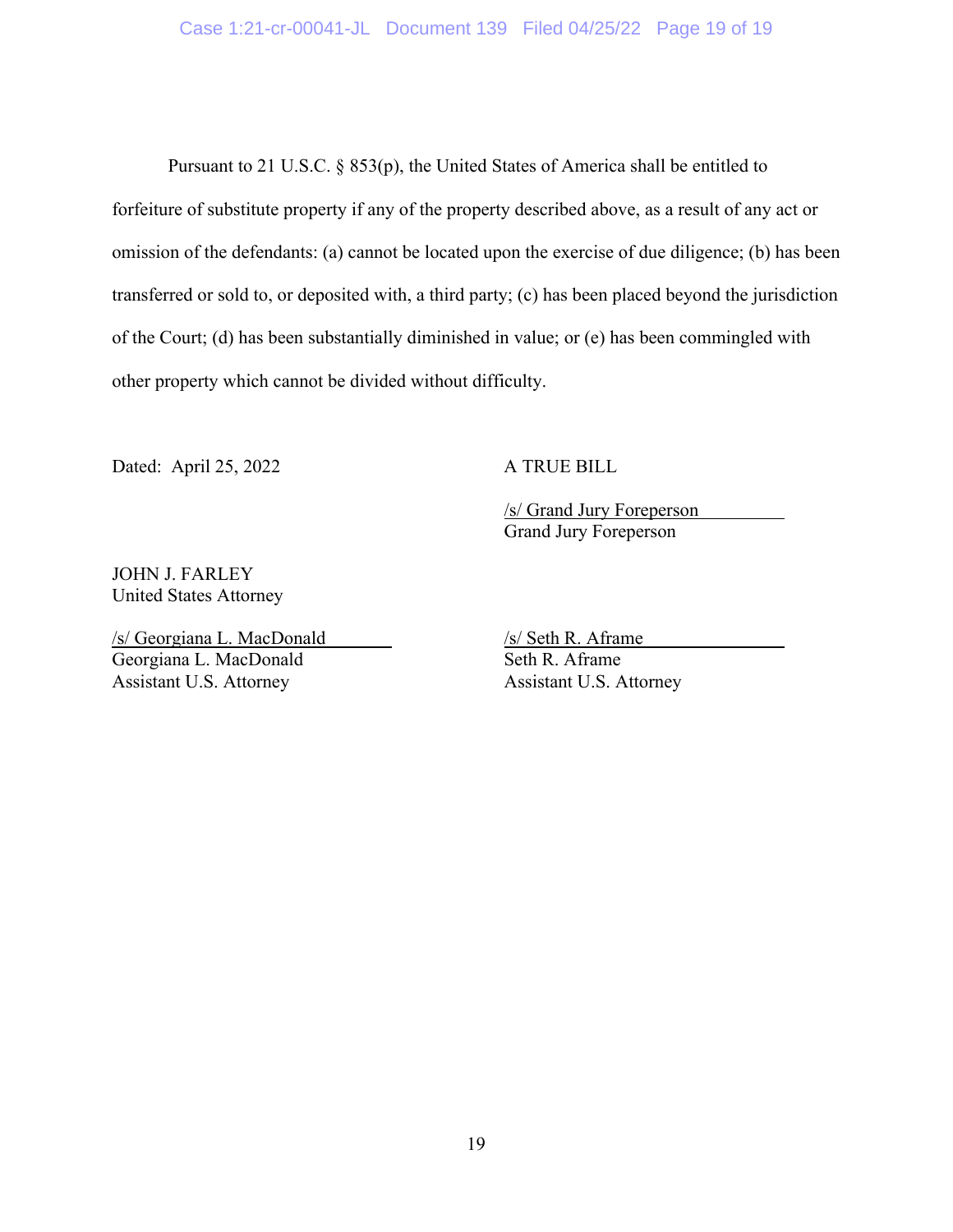Pursuant to 21 U.S.C. § 853(p), the United States of America shall be entitled to forfeiture of substitute property if any of the property described above, as a result of any act or omission of the defendants: (a) cannot be located upon the exercise of due diligence; (b) has been transferred or sold to, or deposited with, a third party; (c) has been placed beyond the jurisdiction of the Court; (d) has been substantially diminished in value; or (e) has been commingled with other property which cannot be divided without difficulty.

Dated: April 25, 2022

A TRUE BILL

/s/ Grand Jury Foreperson
Grand Jury Foreperson

JOHN J. FARLEY
United States Attorney

/s/ Georgiana L. MacDonald
Georgiana L. MacDonald
Assistant U.S. Attorney

/s/ Seth R. Aframe
Seth R. Aframe
Assistant U.S. Attorney